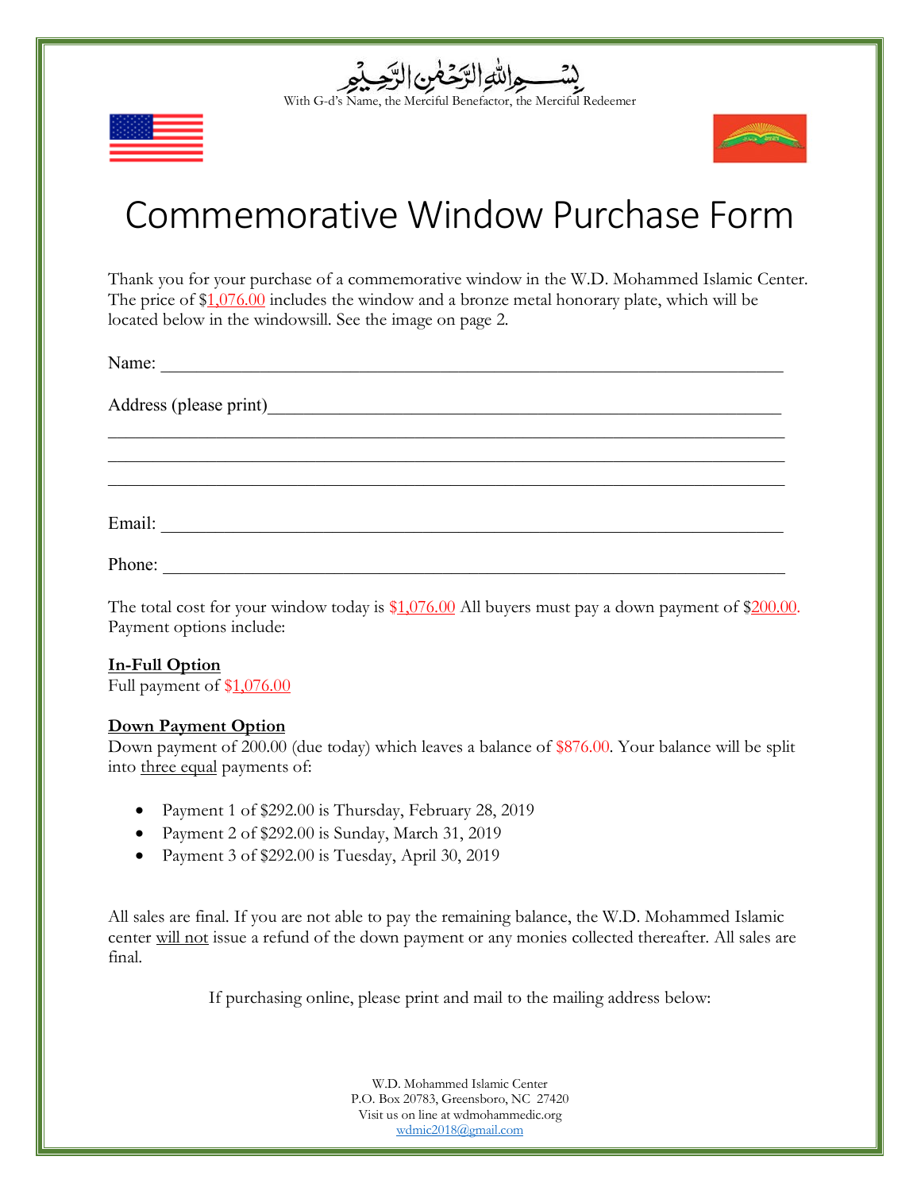بِسْمِ اللَّهِ الرَّحْمَٰنِ الرَّحِيمِ

With G-d's Name, the Merciful Benefactor, the Merciful Redeemer

# Commemorative Window Purchase Form

Thank you for your purchase of a commemorative window in the W.D. Mohammed Islamic Center. The price of $1,076.00 includes the window and a bronze metal honorary plate, which will be located below in the windowsill. See the image on page 2.

Name: ______________________________________________________________________

Address (please print)________________________________________________________

______________________________________________________________________

______________________________________________________________________

______________________________________________________________________

Email: ______________________________________________________________________

Phone: ______________________________________________________________________

The total cost for your window today is $1,076.00 All buyers must pay a down payment of $200.00. Payment options include:

**In-Full Option**

Full payment of $1,076.00

**Down Payment Option**

Down payment of 200.00 (due today) which leaves a balance of $876.00. Your balance will be split into three equal payments of:

- Payment 1 of $292.00 is Thursday, February 28, 2019
- Payment 2 of $292.00 is Sunday, March 31, 2019
- Payment 3 of $292.00 is Tuesday, April 30, 2019

All sales are final. If you are not able to pay the remaining balance, the W.D. Mohammed Islamic center will not issue a refund of the down payment or any monies collected thereafter. All sales are final.

If purchasing online, please print and mail to the mailing address below:

W.D. Mohammed Islamic Center
P.O. Box 20783, Greensboro, NC 27420
Visit us on line at wdmohammedic.org
wdmic2018@gmail.com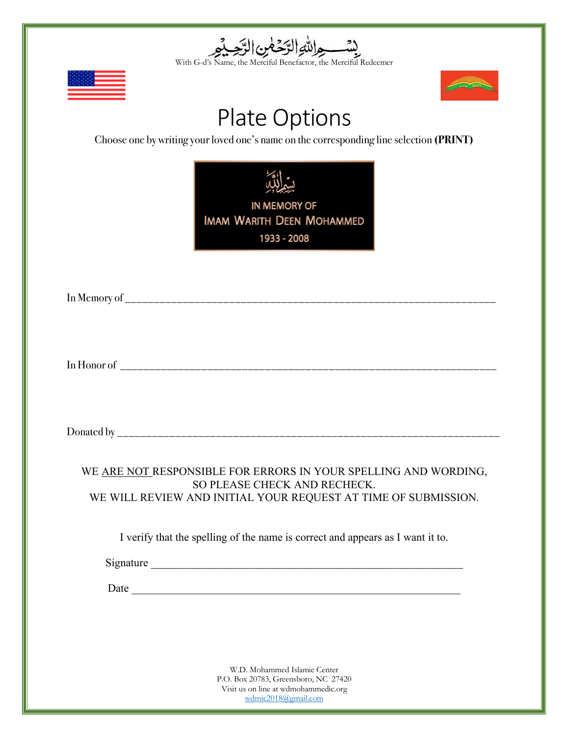بِسۡمِ ٱللَّهِ ٱلرَّحۡمَٰنِ ٱلرَّحِيمِ

With G-d's Name, the Merciful Benefactor, the Merciful Redeemer

# Plate Options

Choose one by writing your loved one's name on the corresponding line selection **(PRINT)**

بسم الله

IN MEMORY OF
IMAM WARITH DEEN MOHAMMED
1933 - 2008

In Memory of ___________________________________________________________________

In Honor of ____________________________________________________________________

Donated by _____________________________________________________________________

WE ARE NOT RESPONSIBLE FOR ERRORS IN YOUR SPELLING AND WORDING, SO PLEASE CHECK AND RECHECK.
WE WILL REVIEW AND INITIAL YOUR REQUEST AT TIME OF SUBMISSION.

I verify that the spelling of the name is correct and appears as I want it to.

Signature ______________________________________________________

Date _________________________________________________________

W.D. Mohammed Islamic Center
P.O. Box 20783, Greensboro, NC 27420
Visit us on line at wdmohammedic.org
wdmic2018@gmail.com